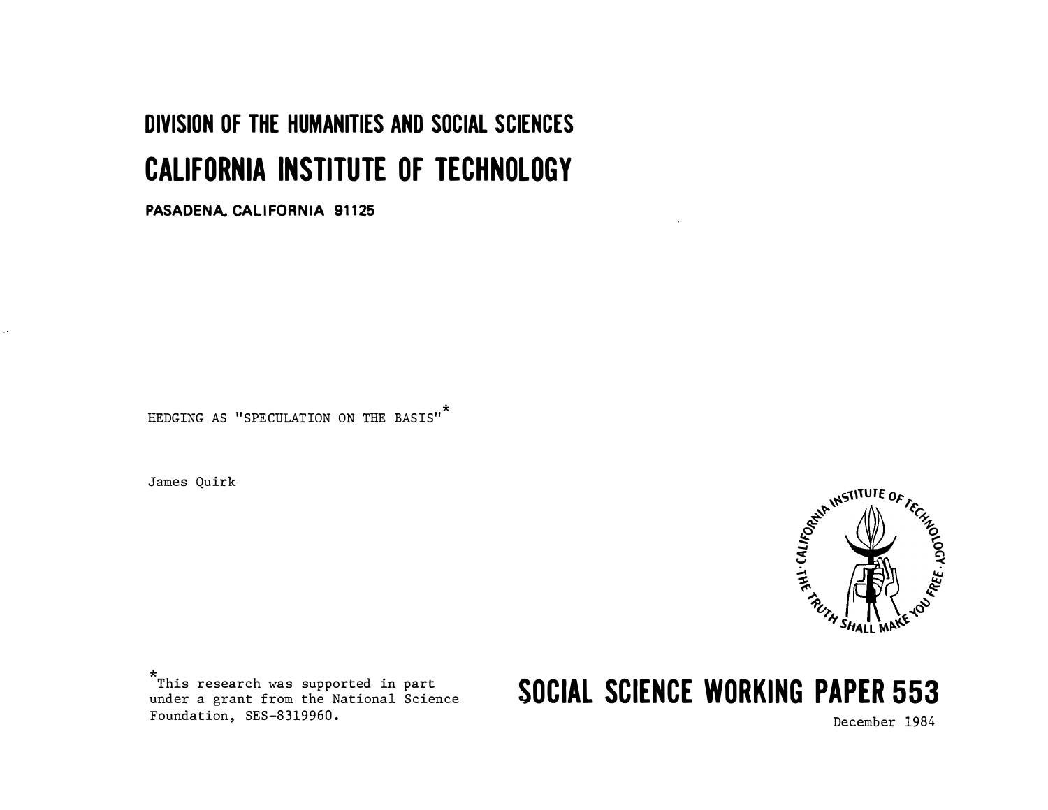# DIVISION OF THE HUMANITIES AND SOCIAL SCIENCES

# CALIFORNIA INSTITUTE OF TECHNOLOGY

**PASADENA, CALIFORNIA 91125**

HEDGING AS "SPECULATION ON THE BASIS"*

James Quirk

*This research was supported in part under a grant from the National Science Foundation, SES-8319960.

## SOCIAL SCIENCE WORKING PAPER 553

December 1984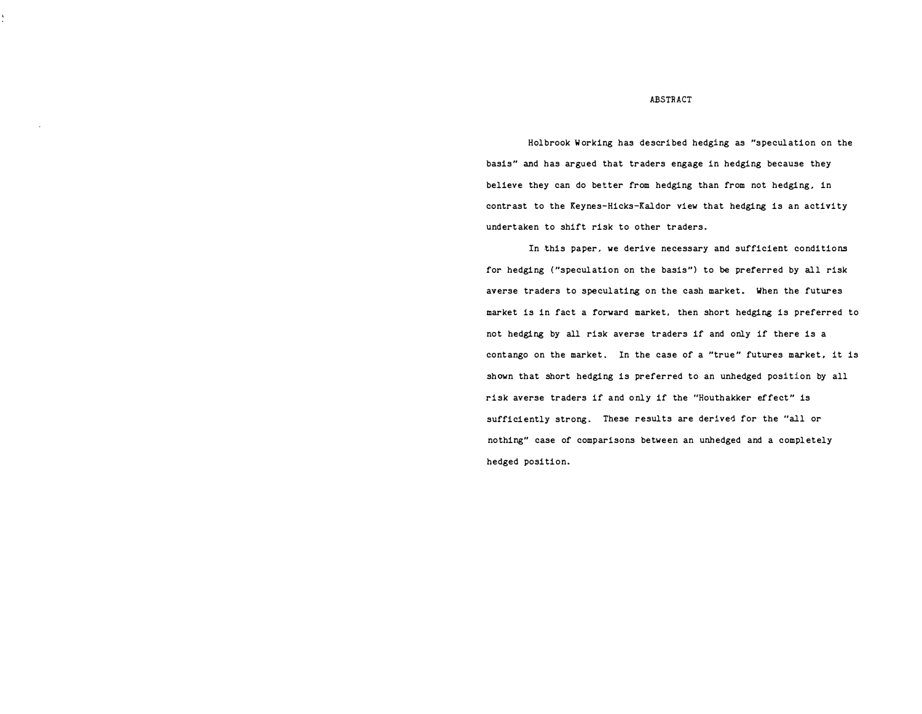# ABSTRACT

Holbrook Working has described hedging as "speculation on the basis" and has argued that traders engage in hedging because they believe they can do better from hedging than from not hedging, in contrast to the Keynes-Hicks-Kaldor view that hedging is an activity undertaken to shift risk to other traders.

In this paper, we derive necessary and sufficient conditions for hedging ("speculation on the basis") to be preferred by all risk averse traders to speculating on the cash market. When the futures market is in fact a forward market, then short hedging is preferred to not hedging by all risk averse traders if and only if there is a contango on the market. In the case of a "true" futures market, it is shown that short hedging is preferred to an unhedged position by all risk averse traders if and only if the "Houthakker effect" is sufficiently strong. These results are derived for the "all or nothing" case of comparisons between an unhedged and a completely hedged position.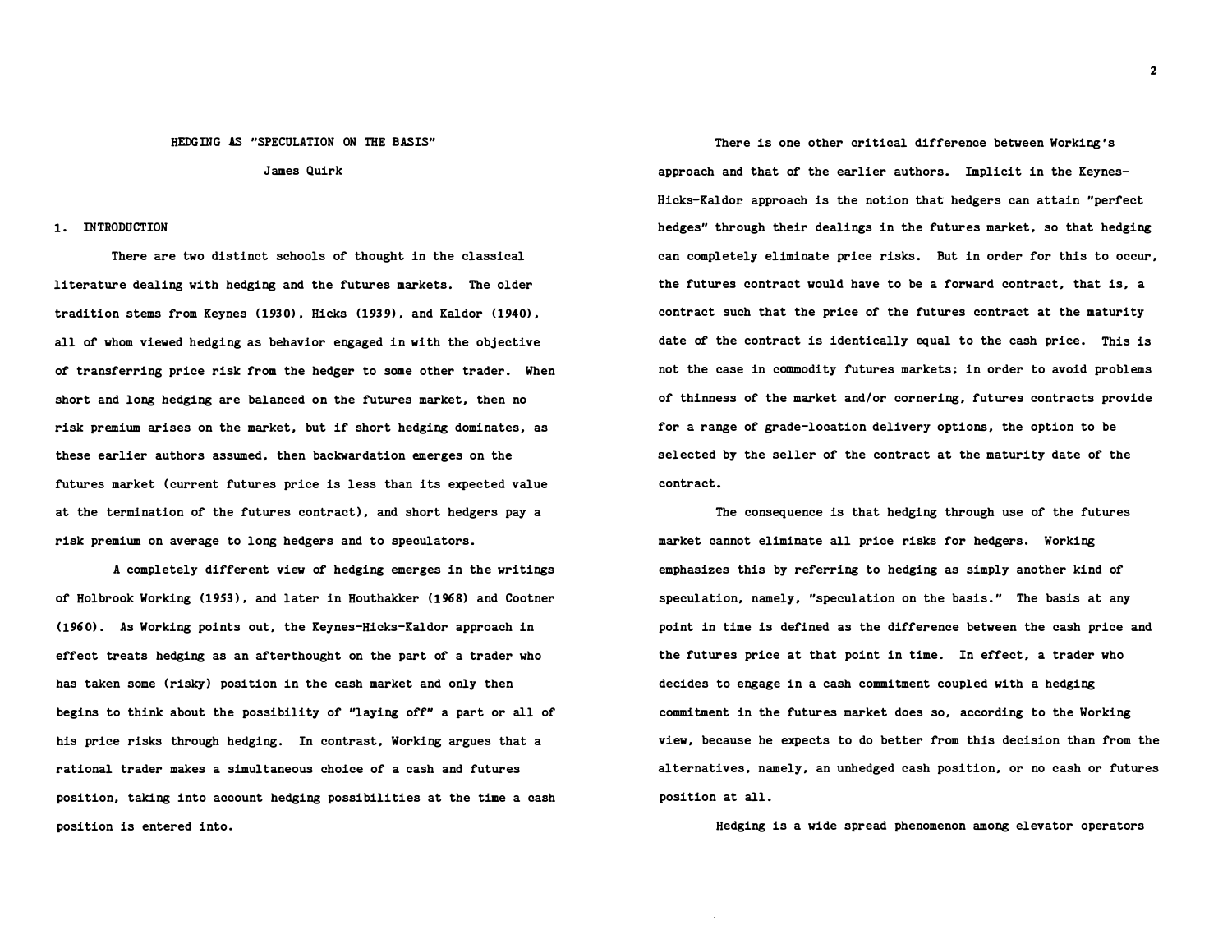# HEDGING AS "SPECULATION ON THE BASIS"

James Quirk

## 1. INTRODUCTION

There are two distinct schools of thought in the classical literature dealing with hedging and the futures markets. The older tradition stems from Keynes (1930), Hicks (1939), and Kaldor (1940), all of whom viewed hedging as behavior engaged in with the objective of transferring price risk from the hedger to some other trader. When short and long hedging are balanced on the futures market, then no risk premium arises on the market, but if short hedging dominates, as these earlier authors assumed, then backwardation emerges on the futures market (current futures price is less than its expected value at the termination of the futures contract), and short hedgers pay a risk premium on average to long hedgers and to speculators.

A completely different view of hedging emerges in the writings of Holbrook Working (1953), and later in Houthakker (1968) and Cootner (1960). As Working points out, the Keynes-Hicks-Kaldor approach in effect treats hedging as an afterthought on the part of a trader who has taken some (risky) position in the cash market and only then begins to think about the possibility of "laying off" a part or all of his price risks through hedging. In contrast, Working argues that a rational trader makes a simultaneous choice of a cash and futures position, taking into account hedging possibilities at the time a cash position is entered into.

There is one other critical difference between Working's approach and that of the earlier authors. Implicit in the Keynes-Hicks-Kaldor approach is the notion that hedgers can attain "perfect hedges" through their dealings in the futures market, so that hedging can completely eliminate price risks. But in order for this to occur, the futures contract would have to be a forward contract, that is, a contract such that the price of the futures contract at the maturity date of the contract is identically equal to the cash price. This is not the case in commodity futures markets; in order to avoid problems of thinness of the market and/or cornering, futures contracts provide for a range of grade-location delivery options, the option to be selected by the seller of the contract at the maturity date of the contract.

The consequence is that hedging through use of the futures market cannot eliminate all price risks for hedgers. Working emphasizes this by referring to hedging as simply another kind of speculation, namely, "speculation on the basis." The basis at any point in time is defined as the difference between the cash price and the futures price at that point in time. In effect, a trader who decides to engage in a cash commitment coupled with a hedging commitment in the futures market does so, according to the Working view, because he expects to do better from this decision than from the alternatives, namely, an unhedged cash position, or no cash or futures position at all.

Hedging is a wide spread phenomenon among elevator operators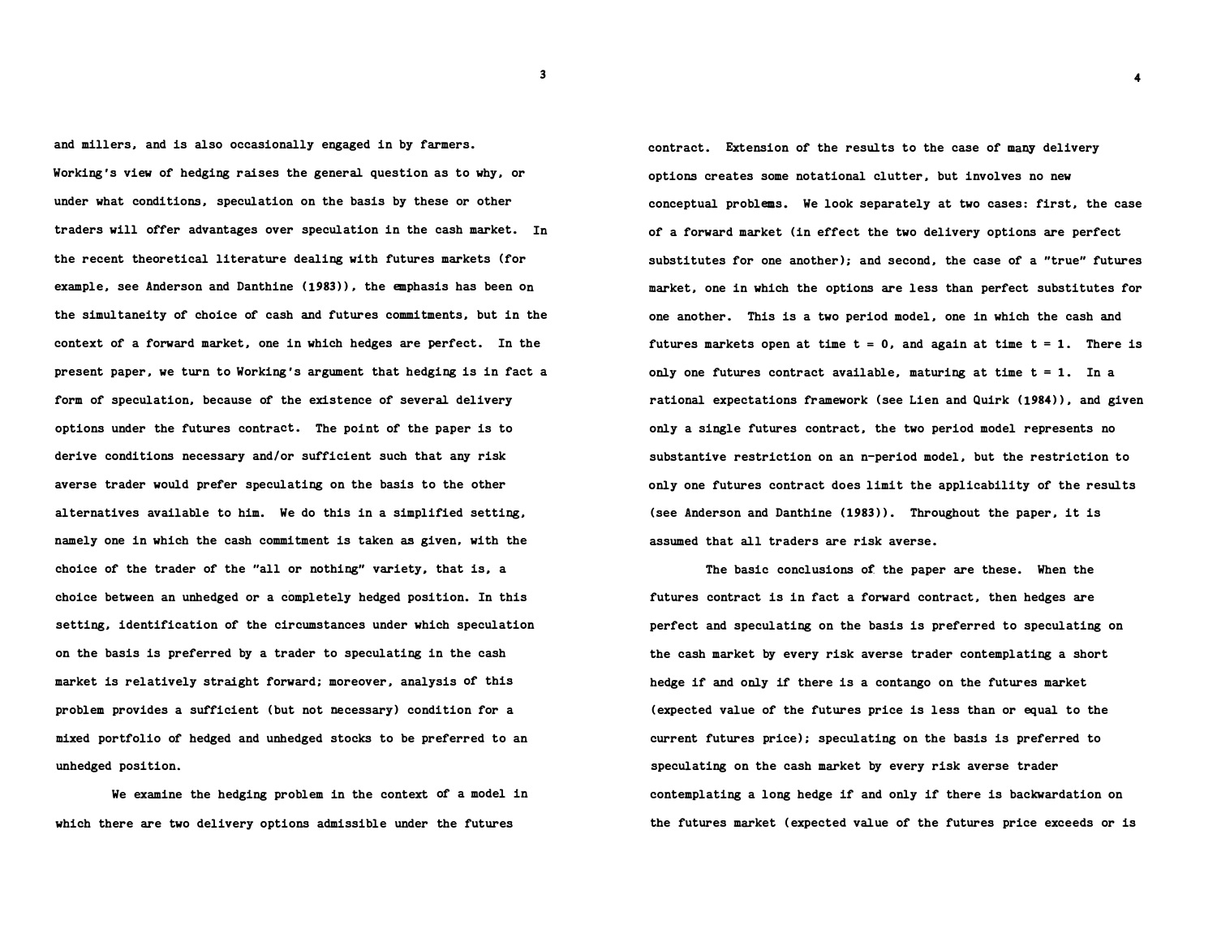and millers, and is also occasionally engaged in by farmers. Working's view of hedging raises the general question as to why, or under what conditions, speculation on the basis by these or other traders will offer advantages over speculation in the cash market. In the recent theoretical literature dealing with futures markets (for example, see Anderson and Danthine (1983)), the emphasis has been on the simultaneity of choice of cash and futures commitments, but in the context of a forward market, one in which hedges are perfect. In the present paper, we turn to Working's argument that hedging is in fact a form of speculation, because of the existence of several delivery options under the futures contract. The point of the paper is to derive conditions necessary and/or sufficient such that any risk averse trader would prefer speculating on the basis to the other alternatives available to him. We do this in a simplified setting, namely one in which the cash commitment is taken as given, with the choice of the trader of the "all or nothing" variety, that is, a choice between an unhedged or a completely hedged position. In this setting, identification of the circumstances under which speculation on the basis is preferred by a trader to speculating in the cash market is relatively straight forward; moreover, analysis of this problem provides a sufficient (but not necessary) condition for a mixed portfolio of hedged and unhedged stocks to be preferred to an unhedged position.

We examine the hedging problem in the context of a model in which there are two delivery options admissible under the futures contract. Extension of the results to the case of many delivery options creates some notational clutter, but involves no new conceptual problems. We look separately at two cases: first, the case of a forward market (in effect the two delivery options are perfect substitutes for one another); and second, the case of a "true" futures market, one in which the options are less than perfect substitutes for one another. This is a two period model, one in which the cash and futures markets open at time $t = 0$, and again at time $t = 1$. There is only one futures contract available, maturing at time $t = 1$. In a rational expectations framework (see Lien and Quirk (1984)), and given only a single futures contract, the two period model represents no substantive restriction on an n-period model, but the restriction to only one futures contract does limit the applicability of the results (see Anderson and Danthine (1983)). Throughout the paper, it is assumed that all traders are risk averse.

The basic conclusions of the paper are these. When the futures contract is in fact a forward contract, then hedges are perfect and speculating on the basis is preferred to speculating on the cash market by every risk averse trader contemplating a short hedge if and only if there is a contango on the futures market (expected value of the futures price is less than or equal to the current futures price); speculating on the basis is preferred to speculating on the cash market by every risk averse trader contemplating a long hedge if and only if there is backwardation on the futures market (expected value of the futures price exceeds or is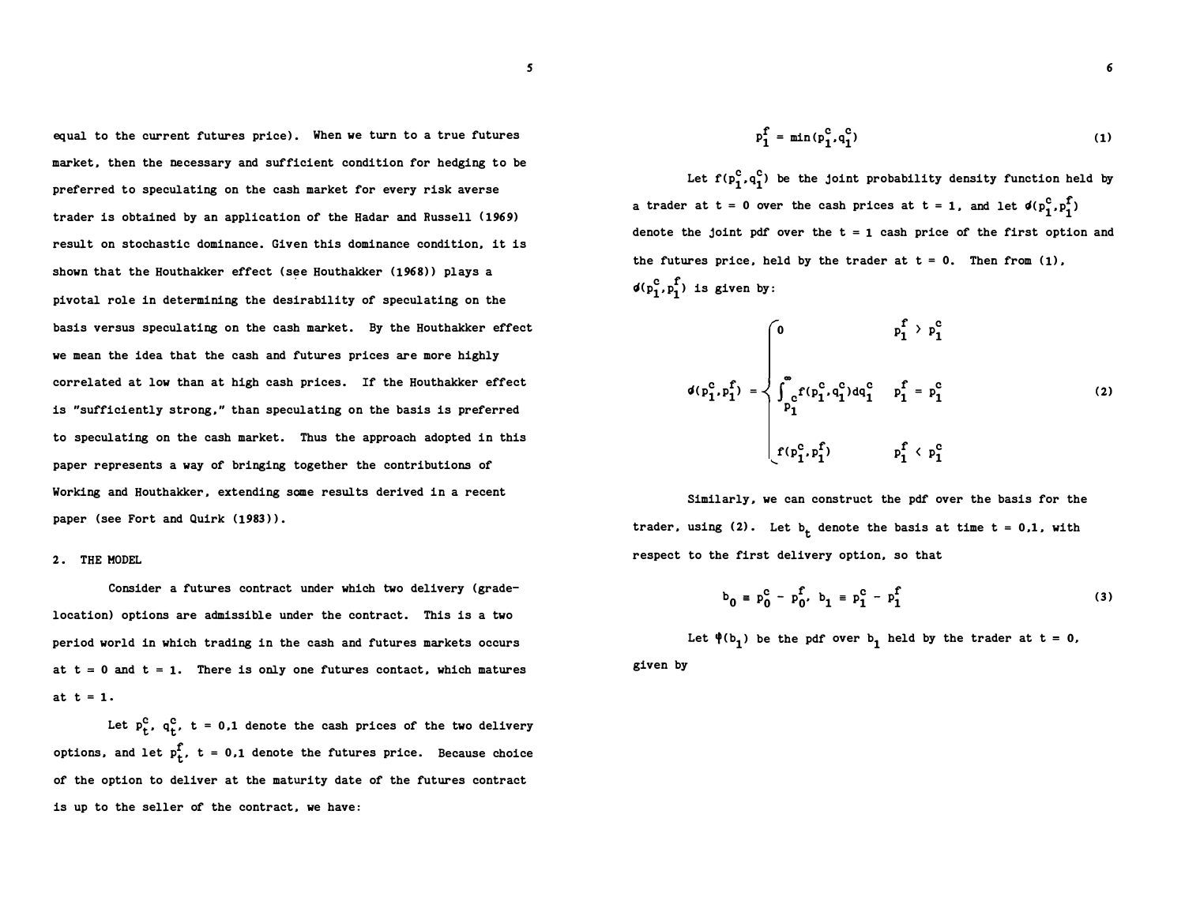equal to the current futures price). When we turn to a true futures market, then the necessary and sufficient condition for hedging to be preferred to speculating on the cash market for every risk averse trader is obtained by an application of the Hadar and Russell (1969) result on stochastic dominance. Given this dominance condition, it is shown that the Houthakker effect (see Houthakker (1968)) plays a pivotal role in determining the desirability of speculating on the basis versus speculating on the cash market. By the Houthakker effect we mean the idea that the cash and futures prices are more highly correlated at low than at high cash prices. If the Houthakker effect is "sufficiently strong," than speculating on the basis is preferred to speculating on the cash market. Thus the approach adopted in this paper represents a way of bringing together the contributions of Working and Houthakker, extending some results derived in a recent paper (see Fort and Quirk (1983)).

## 2. THE MODEL

Consider a futures contract under which two delivery (grade-location) options are admissible under the contract. This is a two period world in which trading in the cash and futures markets occurs at t = 0 and t = 1. There is only one futures contact, which matures at t = 1.

Let $p_t^c$, $q_t^c$, t = 0,1 denote the cash prices of the two delivery options, and let $p_t^f$, t = 0,1 denote the futures price. Because choice of the option to deliver at the maturity date of the futures contract is up to the seller of the contract, we have:

$$p_1^f = \min(p_1^c, q_1^c) \tag{1}$$

Let $f(p_1^c, q_1^c)$ be the joint probability density function held by a trader at t = 0 over the cash prices at t = 1, and let $\phi(p_1^c, p_1^f)$ denote the joint pdf over the t = 1 cash price of the first option and the futures price, held by the trader at t = 0. Then from (1), $\phi(p_1^c, p_1^f)$ is given by:

$$\phi(p_1^c, p_1^f) = \begin{cases} 0 & p_1^f > p_1^c \\ \int_{p_1^c}^{\infty} f(p_1^c, q_1^c)\, dq_1^c & p_1^f = p_1^c \\ f(p_1^c, p_1^f) & p_1^f < p_1^c \end{cases} \tag{2}$$

Similarly, we can construct the pdf over the basis for the trader, using (2). Let $b_t$ denote the basis at time t = 0,1, with respect to the first delivery option, so that

$$b_0 \equiv p_0^c - p_0^f, \quad b_1 \equiv p_1^c - p_1^f \tag{3}$$

Let $\psi(b_1)$ be the pdf over $b_1$ held by the trader at t = 0, given by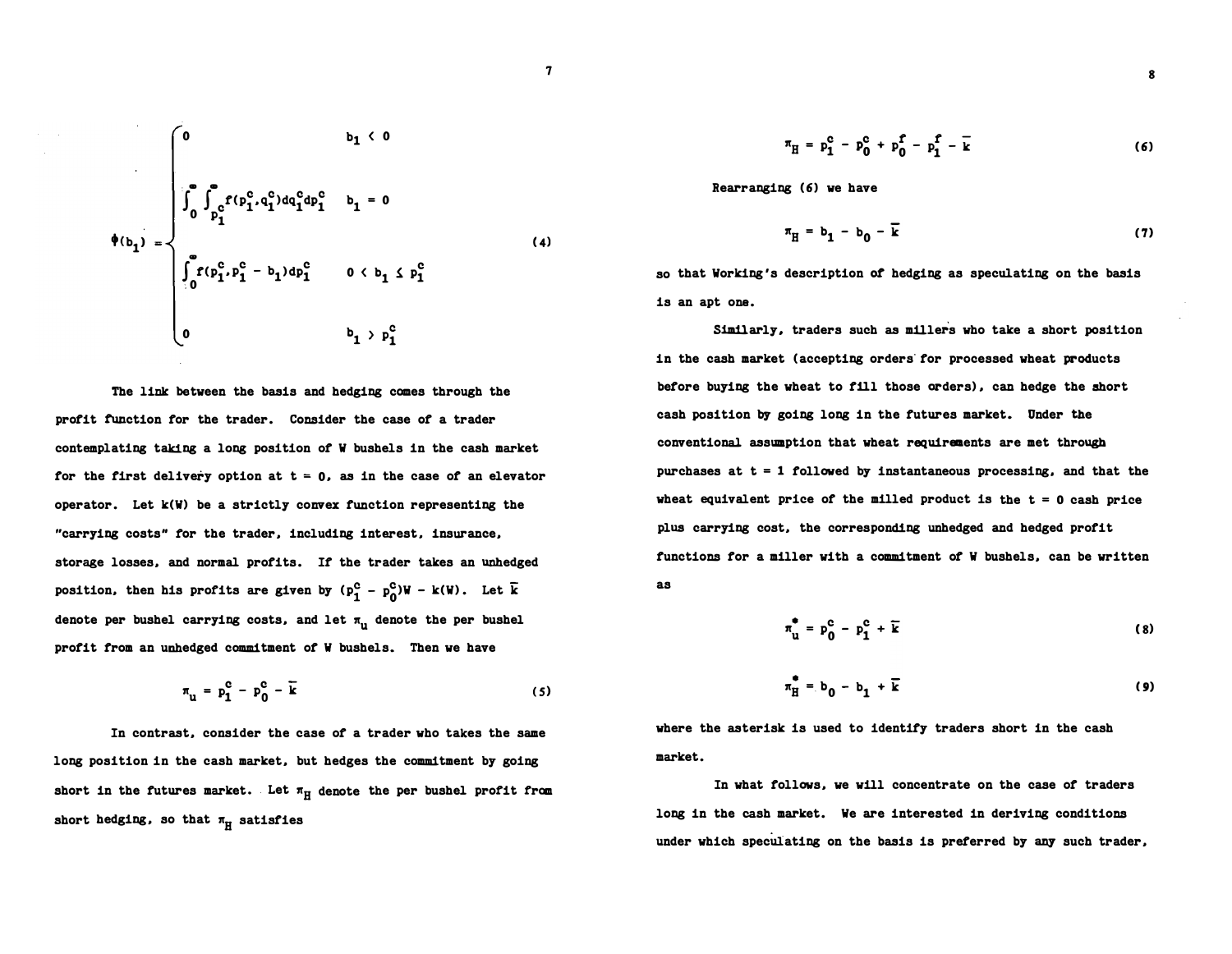$$
\phi(b_1) = \begin{cases} 0 & b_1 < 0 \\ \int_0^{\infty} \int_{p_1^c}^{\infty} f(p_1^c, q_1^c) dq_1^c dp_1^c & b_1 = 0 \\ \int_0^{\infty} f(p_1^c, p_1^c - b_1) dp_1^c & 0 < b_1 \leq p_1^c \\ 0 & b_1 > p_1^c \end{cases} \tag{4}
$$

The link between the basis and hedging comes through the profit function for the trader. Consider the case of a trader contemplating taking a long position of W bushels in the cash market for the first delivery option at $t = 0$, as in the case of an elevator operator. Let $k(W)$ be a strictly convex function representing the "carrying costs" for the trader, including interest, insurance, storage losses, and normal profits. If the trader takes an unhedged position, then his profits are given by $(p_1^c - p_0^c)W - k(W)$. Let $\bar{k}$ denote per bushel carrying costs, and let $\pi_u$ denote the per bushel profit from an unhedged commitment of W bushels. Then we have

$$
\pi_u = p_1^c - p_0^c - \bar{k} \tag{5}
$$

In contrast, consider the case of a trader who takes the same long position in the cash market, but hedges the commitment by going short in the futures market. Let $\pi_H$ denote the per bushel profit from short hedging, so that $\pi_H$ satisfies

$$
\pi_H = p_1^c - p_0^c + p_0^f - p_1^f - \bar{k} \tag{6}
$$

Rearranging (6) we have

$$
\pi_H = b_1 - b_0 - \bar{k} \tag{7}
$$

so that Working's description of hedging as speculating on the basis is an apt one.

Similarly, traders such as millers who take a short position in the cash market (accepting orders for processed wheat products before buying the wheat to fill those orders), can hedge the short cash position by going long in the futures market. Under the conventional assumption that wheat requirements are met through purchases at $t = 1$ followed by instantaneous processing, and that the wheat equivalent price of the milled product is the $t = 0$ cash price plus carrying cost, the corresponding unhedged and hedged profit functions for a miller with a commitment of W bushels, can be written as

$$
\pi_u^* = p_0^c - p_1^c + \bar{k} \tag{8}
$$

$$
\pi_H^* = b_0 - b_1 + \bar{k} \tag{9}
$$

where the asterisk is used to identify traders short in the cash market.

In what follows, we will concentrate on the case of traders long in the cash market. We are interested in deriving conditions under which speculating on the basis is preferred by any such trader,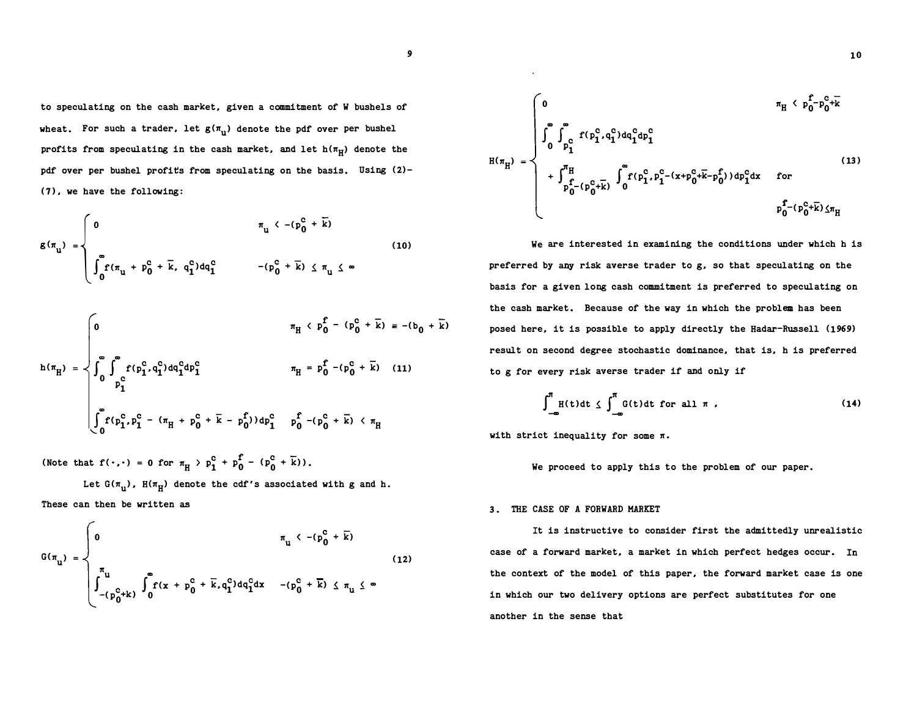to speculating on the cash market, given a commitment of W bushels of wheat. For such a trader, let $g(\pi_u)$ denote the pdf over per bushel profits from speculating in the cash market, and let $h(\pi_H)$ denote the pdf over per bushel profits from speculating on the basis. Using (2)-(7), we have the following:

$$g(\pi_u) = \begin{cases} 0 & \pi_u < -(p_0^c + \bar{k}) \\ \int_0^\infty f(\pi_u + p_0^c + \bar{k},\, q_1^c)dq_1^c & -(p_0^c + \bar{k}) \le \pi_u \le \infty \end{cases} \tag{10}$$

$$h(\pi_H) = \begin{cases} 0 & \pi_H < p_0^f - (p_0^c + \bar{k}) \equiv -(b_0 + \bar{k}) \\ \int_0^\infty \int_{p_1^c}^\infty f(p_1^c, q_1^c)dq_1^c dp_1^c & \pi_H = p_0^f - (p_0^c + \bar{k}) \\ \int_0^\infty f(p_1^c, p_1^c - (\pi_H + p_0^c + \bar{k} - p_0^f))dp_1^c & p_0^f - (p_0^c + \bar{k}) < \pi_H \end{cases} \tag{11}$$

(Note that $f(\cdot,\cdot) = 0$ for $\pi_H > p_1^c + p_0^f - (p_0^c + \bar{k})$).

Let $G(\pi_u)$, $H(\pi_H)$ denote the cdf's associated with g and h. These can then be written as

$$G(\pi_u) = \begin{cases} 0 & \pi_u < -(p_0^c + \bar{k}) \\ \int_{-(p_0^c+k)}^{\pi_u} \int_0^\infty f(x + p_0^c + \bar{k}, q_1^c)dq_1^c dx & -(p_0^c + \bar{k}) \le \pi_u \le \infty \end{cases} \tag{12}$$

$$H(\pi_H) = \begin{cases} 0 & \pi_H < p_0^f - p_0^c + \bar{k} \\ \int_0^\infty \int_{p_1^c}^\infty f(p_1^c, q_1^c)dq_1^c dp_1^c \\ \quad + \int_{p_0^f - (p_0^c + \bar{k})}^{\pi_H} \int_0^\infty f(p_1^c, p_1^c - (x + p_0^c + \bar{k} - p_0^f))dp_1^c dx & \text{for } p_0^f - (p_0^c + \bar{k}) \le \pi_H \end{cases} \tag{13}$$

We are interested in examining the conditions under which h is preferred by any risk averse trader to g, so that speculating on the basis for a given long cash commitment is preferred to speculating on the cash market. Because of the way in which the problem has been posed here, it is possible to apply directly the Hadar-Russell (1969) result on second degree stochastic dominance, that is, h is preferred to g for every risk averse trader if and only if

$$\int_{-\infty}^{\pi} H(t)dt \le \int_{-\infty}^{\pi} G(t)dt \text{ for all } \pi\,, \tag{14}$$

with strict inequality for some $\pi$.

We proceed to apply this to the problem of our paper.

## 3. THE CASE OF A FORWARD MARKET

It is instructive to consider first the admittedly unrealistic case of a forward market, a market in which perfect hedges occur. In the context of the model of this paper, the forward market case is one in which our two delivery options are perfect substitutes for one another in the sense that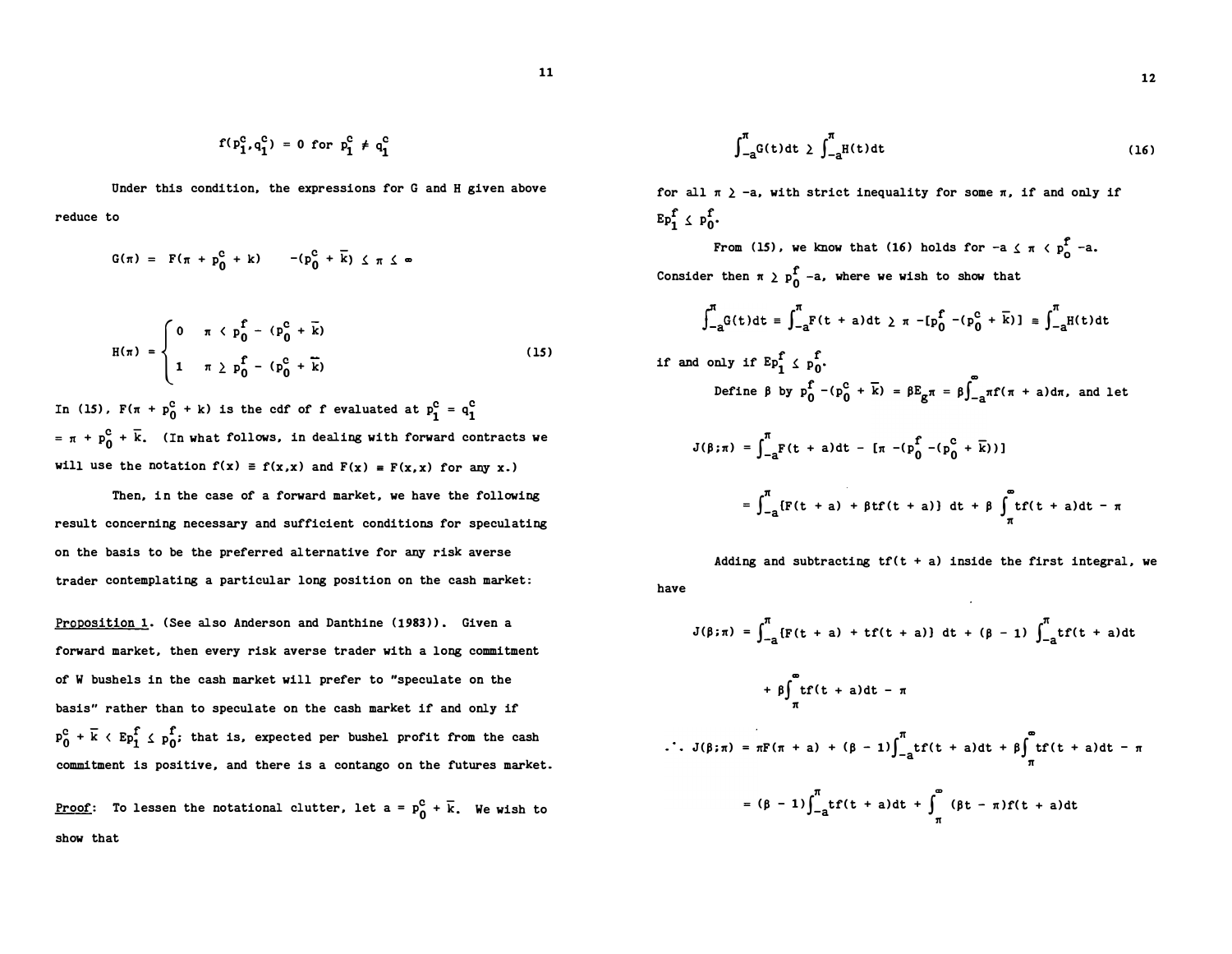$$f(p_1^c, q_1^c) = 0 \text{ for } p_1^c \neq q_1^c$$

Under this condition, the expressions for G and H given above reduce to

$$G(\pi) = F(\pi + p_0^c + k) \qquad -(p_0^c + \bar{k}) \leq \pi \leq \infty$$

$$H(\pi) = \begin{cases} 0 & \pi < p_0^f - (p_0^c + \bar{k}) \\ 1 & \pi \geq p_0^f - (p_0^c + \bar{k}) \end{cases} \tag{15}$$

In (15), $F(\pi + p_0^c + k)$ is the cdf of f evaluated at $p_1^c = q_1^c = \pi + p_0^c + \bar{k}$. (In what follows, in dealing with forward contracts we will use the notation $f(x) \equiv f(x,x)$ and $F(x) \equiv F(x,x)$ for any x.)

Then, in the case of a forward market, we have the following result concerning necessary and sufficient conditions for speculating on the basis to be the preferred alternative for any risk averse trader contemplating a particular long position on the cash market:

<u>Proposition 1</u>. (See also Anderson and Danthine (1983)). Given a forward market, then every risk averse trader with a long commitment of W bushels in the cash market will prefer to "speculate on the basis" rather than to speculate on the cash market if and only if $p_0^c + \bar{k} < Ep_1^f \leq p_0^f$; that is, expected per bushel profit from the cash commitment is positive, and there is a contango on the futures market.

<u>Proof</u>: To lessen the notational clutter, let $a = p_0^c + \bar{k}$. We wish to show that

$$\int_{-a}^{\pi} G(t)dt \geq \int_{-a}^{\pi} H(t)dt \tag{16}$$

for all $\pi \geq -a$, with strict inequality for some $\pi$, if and only if $Ep_1^f \leq p_0^f$.

From (15), we know that (16) holds for $-a \leq \pi < p_o^f - a$. Consider then $\pi \geq p_0^f - a$, where we wish to show that

$$\int_{-a}^{\pi} G(t)dt \equiv \int_{-a}^{\pi} F(t + a)dt \geq \pi - [p_0^f - (p_0^c + \bar{k})] \equiv \int_{-a}^{\pi} H(t)dt$$

if and only if $Ep_1^f \leq p_0^f$.

Define $\beta$ by $p_0^f - (p_0^c + \bar{k}) = \beta E_g \pi = \beta \int_{-a}^{\infty} \pi f(\pi + a)d\pi$, and let

$$J(\beta;\pi) = \int_{-a}^{\pi} F(t + a)dt - [\pi - (p_0^f - (p_0^c + \bar{k}))]$$

$$= \int_{-a}^{\pi} [F(t + a) + \beta t f(t + a)] \, dt + \beta \int_{\pi}^{\infty} t f(t + a)dt - \pi$$

Adding and subtracting $tf(t + a)$ inside the first integral, we have

$$J(\beta;\pi) = \int_{-a}^{\pi} [F(t + a) + tf(t + a)] \, dt + (\beta - 1) \int_{-a}^{\pi} tf(t + a)dt$$

$$+ \beta \int_{\pi}^{\infty} tf(t + a)dt - \pi$$

$$\therefore \; J(\beta;\pi) = \pi F(\pi + a) + (\beta - 1)\int_{-a}^{\pi} tf(t + a)dt + \beta \int_{\pi}^{\infty} tf(t + a)dt - \pi$$

$$= (\beta - 1)\int_{-a}^{\pi} tf(t + a)dt + \int_{\pi}^{\infty} (\beta t - \pi)f(t + a)dt$$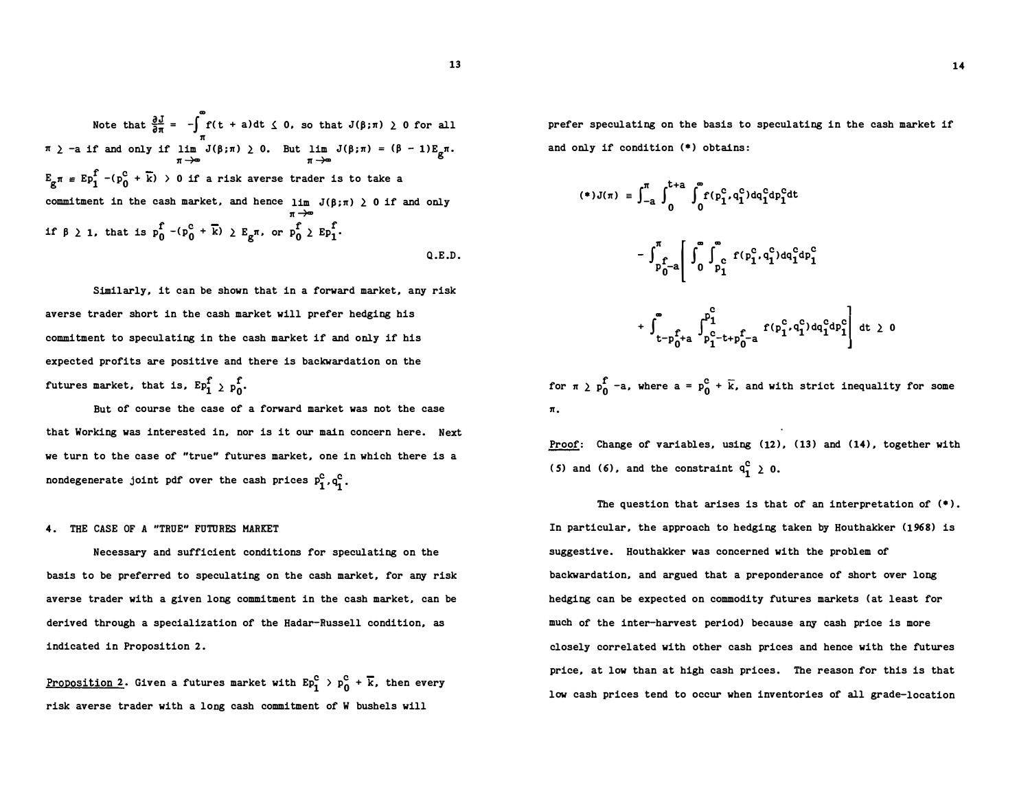Note that $\frac{\partial J}{\partial \pi} = -\int_{\pi}^{\infty} f(t + a)dt \leq 0$, so that $J(\beta;\pi) \geq 0$ for all $\pi \geq -a$ if and only if $\lim_{\pi \to \infty} J(\beta;\pi) \geq 0$. But $\lim_{\pi \to \infty} J(\beta;\pi) = (\beta - 1)E_g\pi$. $E_g\pi \equiv Ep_1^f - (p_0^c + \bar{k}) > 0$ if a risk averse trader is to take a commitment in the cash market, and hence $\lim_{\pi \to \infty} J(\beta;\pi) \geq 0$ if and only if $\beta \geq 1$, that is $p_0^f - (p_0^c + \bar{k}) \geq E_g\pi$, or $p_0^f \geq Ep_1^f$.

Q.E.D.

Similarly, it can be shown that in a forward market, any risk averse trader short in the cash market will prefer hedging his commitment to speculating in the cash market if and only if his expected profits are positive and there is backwardation on the futures market, that is, $Ep_1^f \geq p_0^f$.

But of course the case of a forward market was not the case that Working was interested in, nor is it our main concern here. Next we turn to the case of "true" futures market, one in which there is a nondegenerate joint pdf over the cash prices $p_1^c, q_1^c$.

## 4. THE CASE OF A "TRUE" FUTURES MARKET

Necessary and sufficient conditions for speculating on the basis to be preferred to speculating on the cash market, for any risk averse trader with a given long commitment in the cash market, can be derived through a specialization of the Hadar-Russell condition, as indicated in Proposition 2.

<u>Proposition 2</u>. Given a futures market with $Ep_1^c > p_0^c + \bar{k}$, then every risk averse trader with a long cash commitment of W bushels will prefer speculating on the basis to speculating in the cash market if and only if condition (\*) obtains:

$$(*) J(\pi) \equiv \int_{-a}^{\pi} \int_{0}^{t+a} \int_{0}^{\infty} f(p_1^c, q_1^c) dq_1^c dp_1^c dt$$

$$- \int_{p_0^f - a}^{\pi} \left[ \int_{0}^{\infty} \int_{p_1^c}^{\infty} f(p_1^c, q_1^c) dq_1^c dp_1^c \right.$$

$$\left. + \int_{t - p_0^f + a}^{\infty} \int_{p_1^c - t + p_0^f - a}^{p_1^c} f(p_1^c, q_1^c) dq_1^c dp_1^c \right] dt \geq 0$$

for $\pi \geq p_0^f - a$, where $a = p_0^c + \bar{k}$, and with strict inequality for some $\pi$.

<u>Proof</u>: Change of variables, using (12), (13) and (14), together with (5) and (6), and the constraint $q_1^c \geq 0$.

The question that arises is that of an interpretation of (\*). In particular, the approach to hedging taken by Houthakker (1968) is suggestive. Houthakker was concerned with the problem of backwardation, and argued that a preponderance of short over long hedging can be expected on commodity futures markets (at least for much of the inter-harvest period) because any cash price is more closely correlated with other cash prices and hence with the futures price, at low than at high cash prices. The reason for this is that low cash prices tend to occur when inventories of all grade-location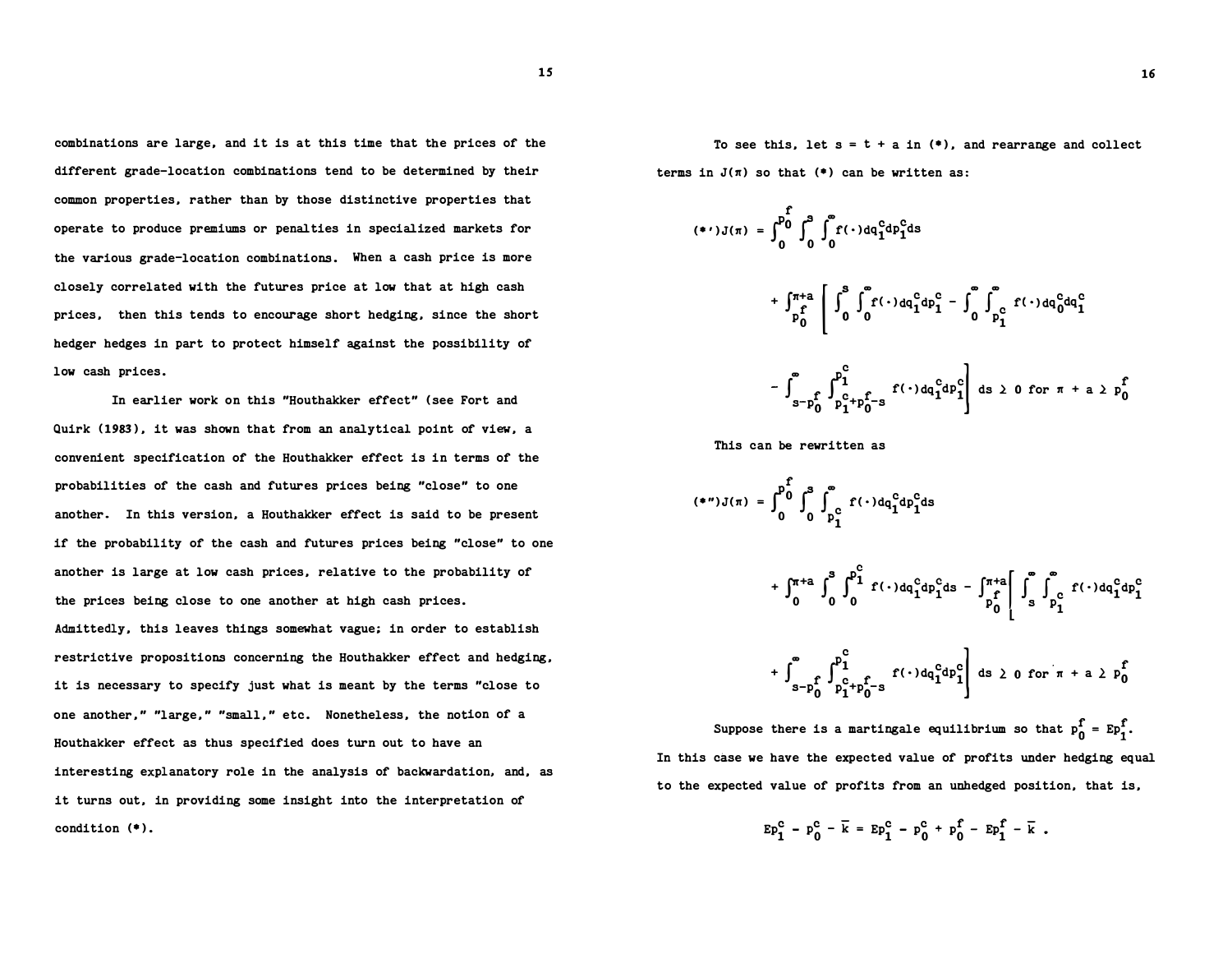combinations are large, and it is at this time that the prices of the different grade-location combinations tend to be determined by their common properties, rather than by those distinctive properties that operate to produce premiums or penalties in specialized markets for the various grade-location combinations. When a cash price is more closely correlated with the futures price at low that at high cash prices, then this tends to encourage short hedging, since the short hedger hedges in part to protect himself against the possibility of low cash prices.

In earlier work on this "Houthakker effect" (see Fort and Quirk (1983), it was shown that from an analytical point of view, a convenient specification of the Houthakker effect is in terms of the probabilities of the cash and futures prices being "close" to one another. In this version, a Houthakker effect is said to be present if the probability of the cash and futures prices being "close" to one another is large at low cash prices, relative to the probability of the prices being close to one another at high cash prices. Admittedly, this leaves things somewhat vague; in order to establish restrictive propositions concerning the Houthakker effect and hedging, it is necessary to specify just what is meant by the terms "close to one another," "large," "small," etc. Nonetheless, the notion of a Houthakker effect as thus specified does turn out to have an interesting explanatory role in the analysis of backwardation, and, as it turns out, in providing some insight into the interpretation of condition (*).

To see this, let $s = t + a$ in (*), and rearrange and collect terms in $J(\pi)$ so that (*) can be written as:

$$(*')\, J(\pi) = \int_0^{p_0^f} \int_0^s \int_0^\infty f(\cdot)\, dq_1^c dp_1^c ds$$

$$+ \int_{p_0^f}^{\pi+a} \left[ \int_0^s \int_0^\infty f(\cdot)\, dq_1^c dp_1^c - \int_0^\infty \int_{p_1^c}^\infty f(\cdot)\, dq_0^c dq_1^c \right.$$

$$\left. - \int_{s-p_0^f}^\infty \int_{p_1^c+p_0^f-s}^{p_1^c} f(\cdot)\, dq_1^c dp_1^c \right] ds \geq 0 \text{ for } \pi + a \geq p_0^f$$

This can be rewritten as

$$(*'')\, J(\pi) = \int_0^{p_0^f} \int_0^s \int_{p_1^c}^\infty f(\cdot)\, dq_1^c dp_1^c ds$$

$$+ \int_0^{\pi+a} \int_0^s \int_0^{p_1^c} f(\cdot)\, dq_1^c dp_1^c ds - \int_{p_0^f}^{\pi+a} \left[ \int_s^\infty \int_{p_1^c}^\infty f(\cdot)\, dq_1^c dp_1^c \right.$$

$$\left. + \int_{s-p_0^f}^\infty \int_{p_1^c+p_0^f-s}^{p_1^c} f(\cdot)\, dq_1^c dp_1^c \right] ds \geq 0 \text{ for } \pi + a \geq p_0^f$$

Suppose there is a martingale equilibrium so that $p_0^f = Ep_1^f$. In this case we have the expected value of profits under hedging equal to the expected value of profits from an unhedged position, that is,

$$Ep_1^c - p_0^c - \bar{k} = Ep_1^c - p_0^c + p_0^f - Ep_1^f - \bar{k}\ .$$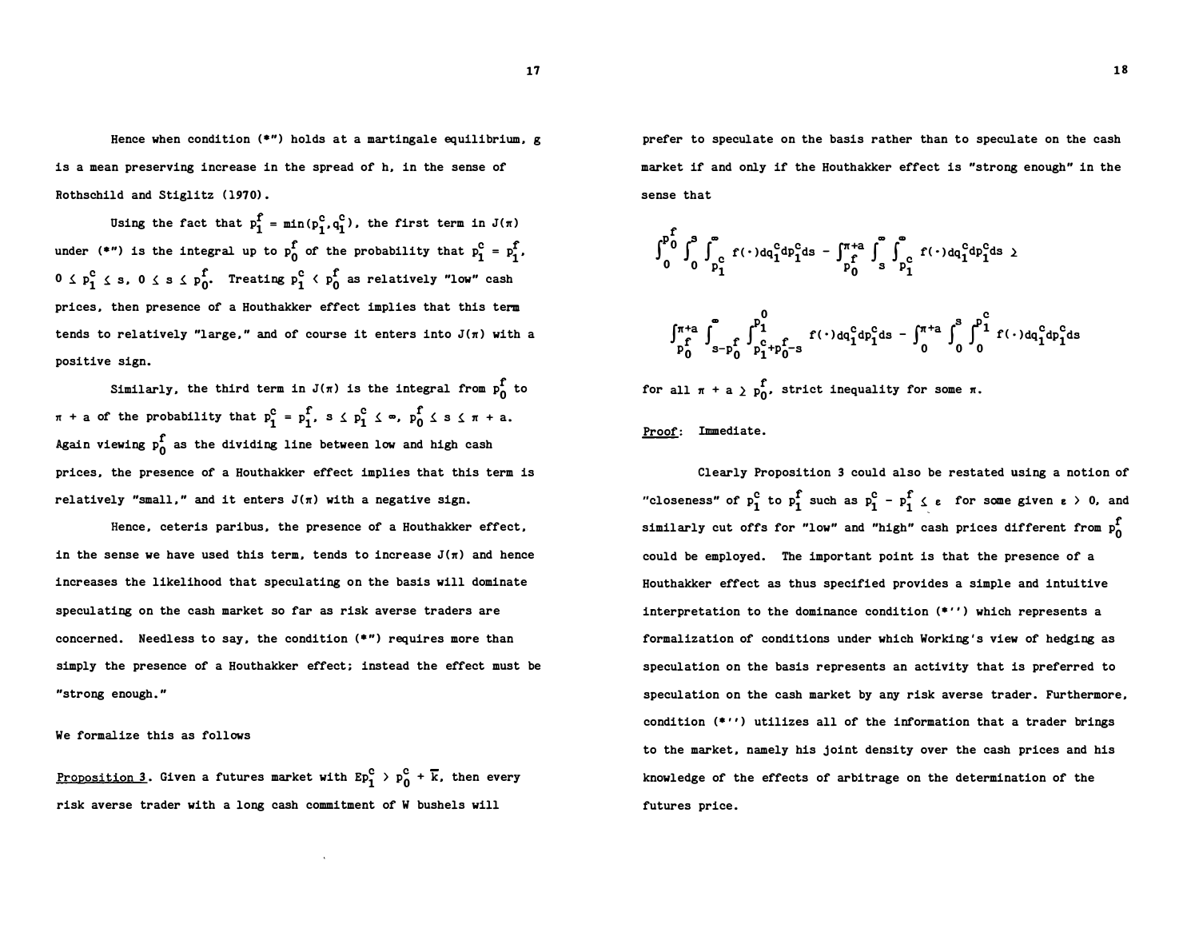Hence when condition (\*") holds at a martingale equilibrium, $g$ is a mean preserving increase in the spread of $h$, in the sense of Rothschild and Stiglitz (1970).

Using the fact that $p_1^f = \min(p_1^c, q_1^c)$, the first term in $J(\pi)$ under (\*") is the integral up to $p_0^f$ of the probability that $p_1^c = p_1^f$, $0 \leq p_1^c \leq s$, $0 \leq s \leq p_0^f$. Treating $p_1^c < p_0^f$ as relatively "low" cash prices, then presence of a Houthakker effect implies that this term tends to relatively "large," and of course it enters into $J(\pi)$ with a positive sign.

Similarly, the third term in $J(\pi)$ is the integral from $p_0^f$ to $\pi + a$ of the probability that $p_1^c = p_1^f$, $s \leq p_1^c \leq \infty$, $p_0^f \leq s \leq \pi + a$. Again viewing $p_0^f$ as the dividing line between low and high cash prices, the presence of a Houthakker effect implies that this term is relatively "small," and it enters $J(\pi)$ with a negative sign.

Hence, ceteris paribus, the presence of a Houthakker effect, in the sense we have used this term, tends to increase $J(\pi)$ and hence increases the likelihood that speculating on the basis will dominate speculating on the cash market so far as risk averse traders are concerned. Needless to say, the condition (\*") requires more than simply the presence of a Houthakker effect; instead the effect must be "strong enough."

We formalize this as follows

<u>Proposition 3</u>. Given a futures market with $Ep_1^c > p_0^c + \bar{k}$, then every risk averse trader with a long cash commitment of $W$ bushels will prefer to speculate on the basis rather than to speculate on the cash market if and only if the Houthakker effect is "strong enough" in the sense that

$$\int_0^{p_0^f} \int_0^s \int_{p_1^c}^{\infty} f(\cdot)dq_1^c dp_1^c ds - \int_{p_0^f}^{\pi+a} \int_s^{\infty} \int_{p_1^c}^{\infty} f(\cdot)dq_1^c dp_1^c ds \geq$$

$$\int_{p_0^f}^{\pi+a} \int_{s-p_0^f}^{\infty} \int_{p_1^c+p_0^f-s}^{p_1^0} f(\cdot)dq_1^c dp_1^c ds - \int_0^{\pi+a} \int_0^s \int_0^{p_1^c} f(\cdot)dq_1^c dp_1^c ds$$

for all $\pi + a \geq p_0^f$, strict inequality for some $\pi$.

<u>Proof</u>: Immediate.

Clearly Proposition 3 could also be restated using a notion of "closeness" of $p_1^c$ to $p_1^f$ such as $p_1^c - p_1^f \leq \varepsilon$ for some given $\varepsilon > 0$, and similarly cut offs for "low" and "high" cash prices different from $p_0^f$ could be employed. The important point is that the presence of a Houthakker effect as thus specified provides a simple and intuitive interpretation to the dominance condition (\*'') which represents a formalization of conditions under which Working's view of hedging as speculation on the basis represents an activity that is preferred to speculation on the cash market by any risk averse trader. Furthermore, condition (\*'') utilizes all of the information that a trader brings to the market, namely his joint density over the cash prices and his knowledge of the effects of arbitrage on the determination of the futures price.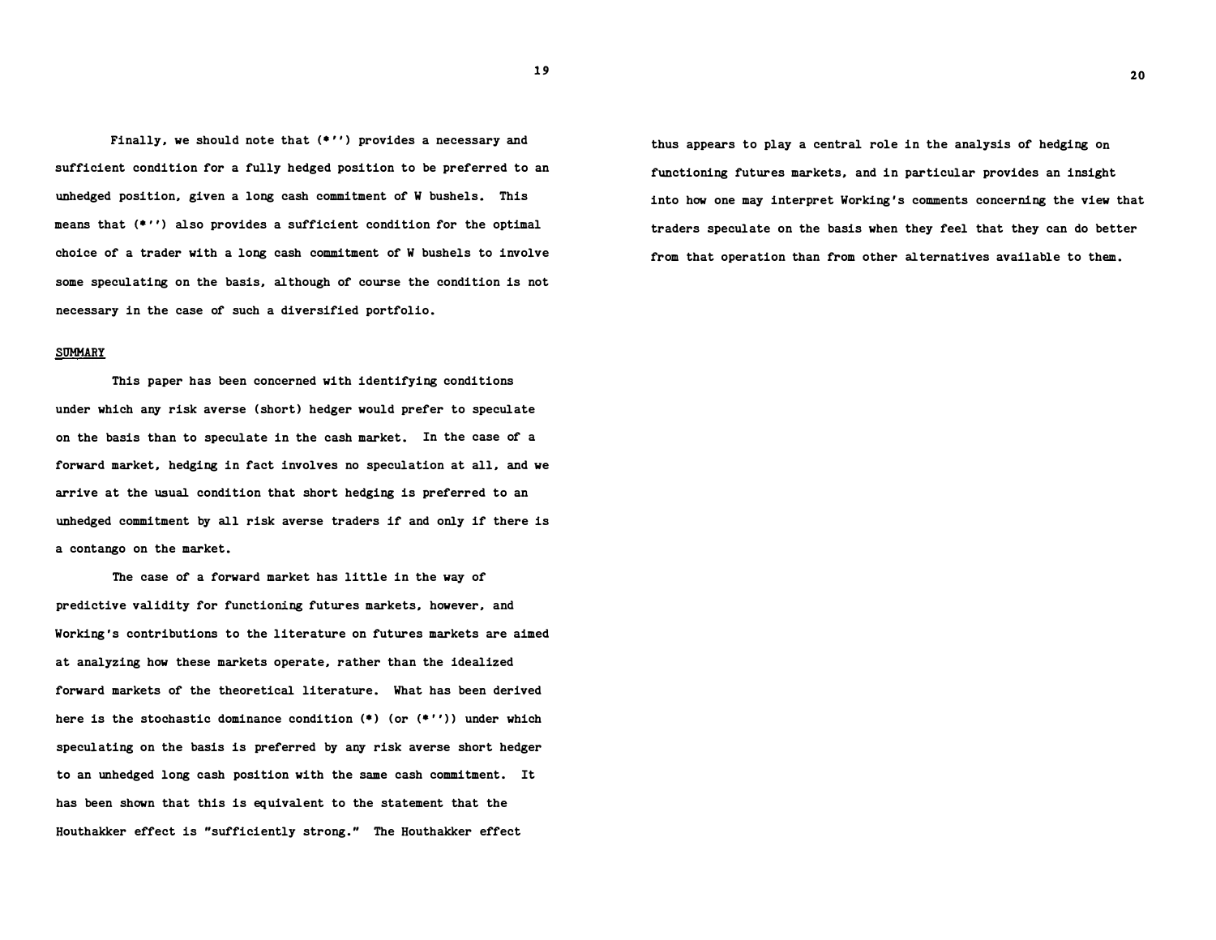Finally, we should note that (*'') provides a necessary and sufficient condition for a fully hedged position to be preferred to an unhedged position, given a long cash commitment of W bushels. This means that (*'') also provides a sufficient condition for the optimal choice of a trader with a long cash commitment of W bushels to involve some speculating on the basis, although of course the condition is not necessary in the case of such a diversified portfolio.

## SUMMARY

This paper has been concerned with identifying conditions under which any risk averse (short) hedger would prefer to speculate on the basis than to speculate in the cash market. In the case of a forward market, hedging in fact involves no speculation at all, and we arrive at the usual condition that short hedging is preferred to an unhedged commitment by all risk averse traders if and only if there is a contango on the market.

The case of a forward market has little in the way of predictive validity for functioning futures markets, however, and Working's contributions to the literature on futures markets are aimed at analyzing how these markets operate, rather than the idealized forward markets of the theoretical literature. What has been derived here is the stochastic dominance condition (*) (or (*'')) under which speculating on the basis is preferred by any risk averse short hedger to an unhedged long cash position with the same cash commitment. It has been shown that this is equivalent to the statement that the Houthakker effect is "sufficiently strong." The Houthakker effect thus appears to play a central role in the analysis of hedging on functioning futures markets, and in particular provides an insight into how one may interpret Working's comments concerning the view that traders speculate on the basis when they feel that they can do better from that operation than from other alternatives available to them.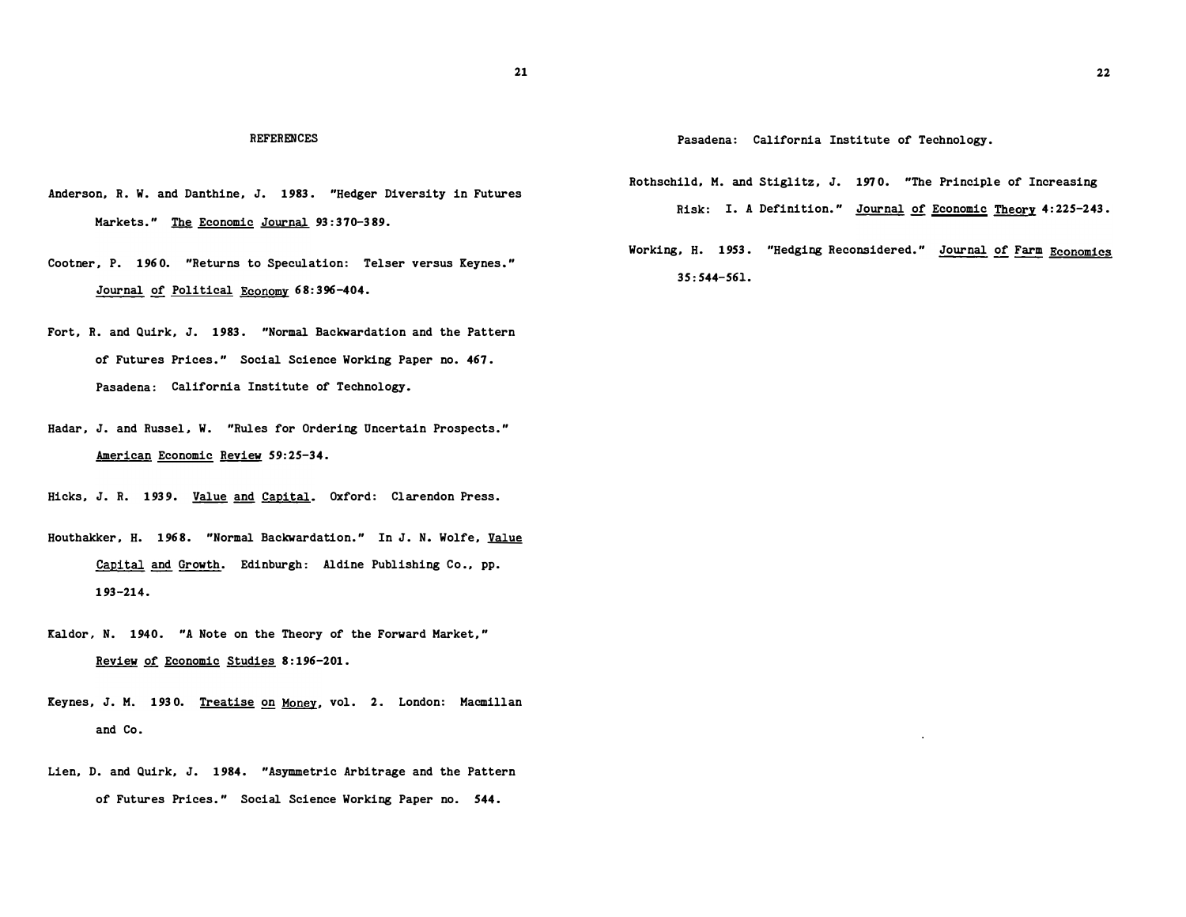## REFERENCES

Anderson, R. W. and Danthine, J. 1983. "Hedger Diversity in Futures Markets." *The Economic Journal* 93:370-389.

Cootner, P. 1960. "Returns to Speculation: Telser versus Keynes." *Journal of Political Economy* 68:396-404.

Fort, R. and Quirk, J. 1983. "Normal Backwardation and the Pattern of Futures Prices." Social Science Working Paper no. 467. Pasadena: California Institute of Technology.

Hadar, J. and Russel, W. "Rules for Ordering Uncertain Prospects." *American Economic Review* 59:25-34.

Hicks, J. R. 1939. *Value and Capital*. Oxford: Clarendon Press.

Houthakker, H. 1968. "Normal Backwardation." In J. N. Wolfe, *Value Capital and Growth*. Edinburgh: Aldine Publishing Co., pp. 193-214.

Kaldor, N. 1940. "A Note on the Theory of the Forward Market," *Review of Economic Studies* 8:196-201.

Keynes, J. M. 1930. *Treatise on Money*, vol. 2. London: Macmillan and Co.

Lien, D. and Quirk, J. 1984. "Asymmetric Arbitrage and the Pattern of Futures Prices." Social Science Working Paper no. 544. Pasadena: California Institute of Technology.

Rothschild, M. and Stiglitz, J. 1970. "The Principle of Increasing Risk: I. A Definition." *Journal of Economic Theory* 4:225-243.

Working, H. 1953. "Hedging Reconsidered." *Journal of Farm Economics* 35:544-561.